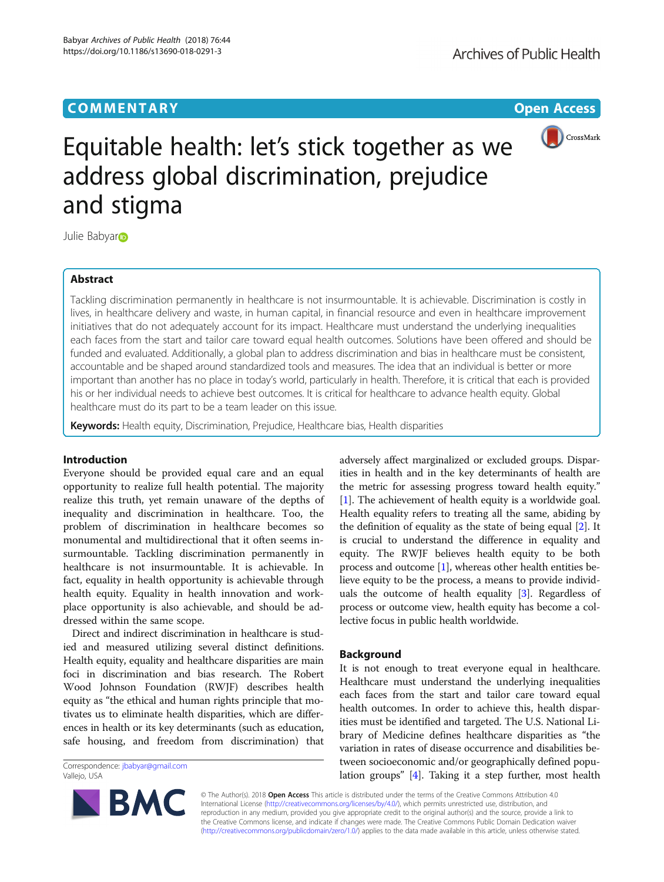COMMENTARY

Open Access

# Equitable health: let's stick together as we address global discrimination, prejudice and stigma

Julie Babyar

## Abstract

Tackling discrimination permanently in healthcare is not insurmountable. It is achievable. Discrimination is costly in lives, in healthcare delivery and waste, in human capital, in financial resource and even in healthcare improvement initiatives that do not adequately account for its impact. Healthcare must understand the underlying inequalities each faces from the start and tailor care toward equal health outcomes. Solutions have been offered and should be funded and evaluated. Additionally, a global plan to address discrimination and bias in healthcare must be consistent, accountable and be shaped around standardized tools and measures. The idea that an individual is better or more important than another has no place in today's world, particularly in health. Therefore, it is critical that each is provided his or her individual needs to achieve best outcomes. It is critical for healthcare to advance health equity. Global healthcare must do its part to be a team leader on this issue.

**Keywords:** Health equity, Discrimination, Prejudice, Healthcare bias, Health disparities

## Introduction

Everyone should be provided equal care and an equal opportunity to realize full health potential. The majority realize this truth, yet remain unaware of the depths of inequality and discrimination in healthcare. Too, the problem of discrimination in healthcare becomes so monumental and multidirectional that it often seems insurmountable. Tackling discrimination permanently in healthcare is not insurmountable. It is achievable. In fact, equality in health opportunity is achievable through health equity. Equality in health innovation and workplace opportunity is also achievable, and should be addressed within the same scope.

Direct and indirect discrimination in healthcare is studied and measured utilizing several distinct definitions. Health equity, equality and healthcare disparities are main foci in discrimination and bias research. The Robert Wood Johnson Foundation (RWJF) describes health equity as "the ethical and human rights principle that motivates us to eliminate health disparities, which are differences in health or its key determinants (such as education, safe housing, and freedom from discrimination) that adversely affect marginalized or excluded groups. Disparities in health and in the key determinants of health are the metric for assessing progress toward health equity." [1]. The achievement of health equity is a worldwide goal. Health equality refers to treating all the same, abiding by the definition of equality as the state of being equal [2]. It is crucial to understand the difference in equality and equity. The RWJF believes health equity to be both process and outcome [1], whereas other health entities believe equity to be the process, a means to provide individuals the outcome of health equality [3]. Regardless of process or outcome view, health equity has become a collective focus in public health worldwide.

## Background

It is not enough to treat everyone equal in healthcare. Healthcare must understand the underlying inequalities each faces from the start and tailor care toward equal health outcomes. In order to achieve this, health disparities must be identified and targeted. The U.S. National Library of Medicine defines healthcare disparities as "the variation in rates of disease occurrence and disabilities between socioeconomic and/or geographically defined population groups" [4]. Taking it a step further, most health

Correspondence: jbabyar@gmail.com
Vallejo, USA

© The Author(s). 2018 **Open Access** This article is distributed under the terms of the Creative Commons Attribution 4.0 International License (http://creativecommons.org/licenses/by/4.0/), which permits unrestricted use, distribution, and reproduction in any medium, provided you give appropriate credit to the original author(s) and the source, provide a link to the Creative Commons license, and indicate if changes were made. The Creative Commons Public Domain Dedication waiver (http://creativecommons.org/publicdomain/zero/1.0/) applies to the data made available in this article, unless otherwise stated.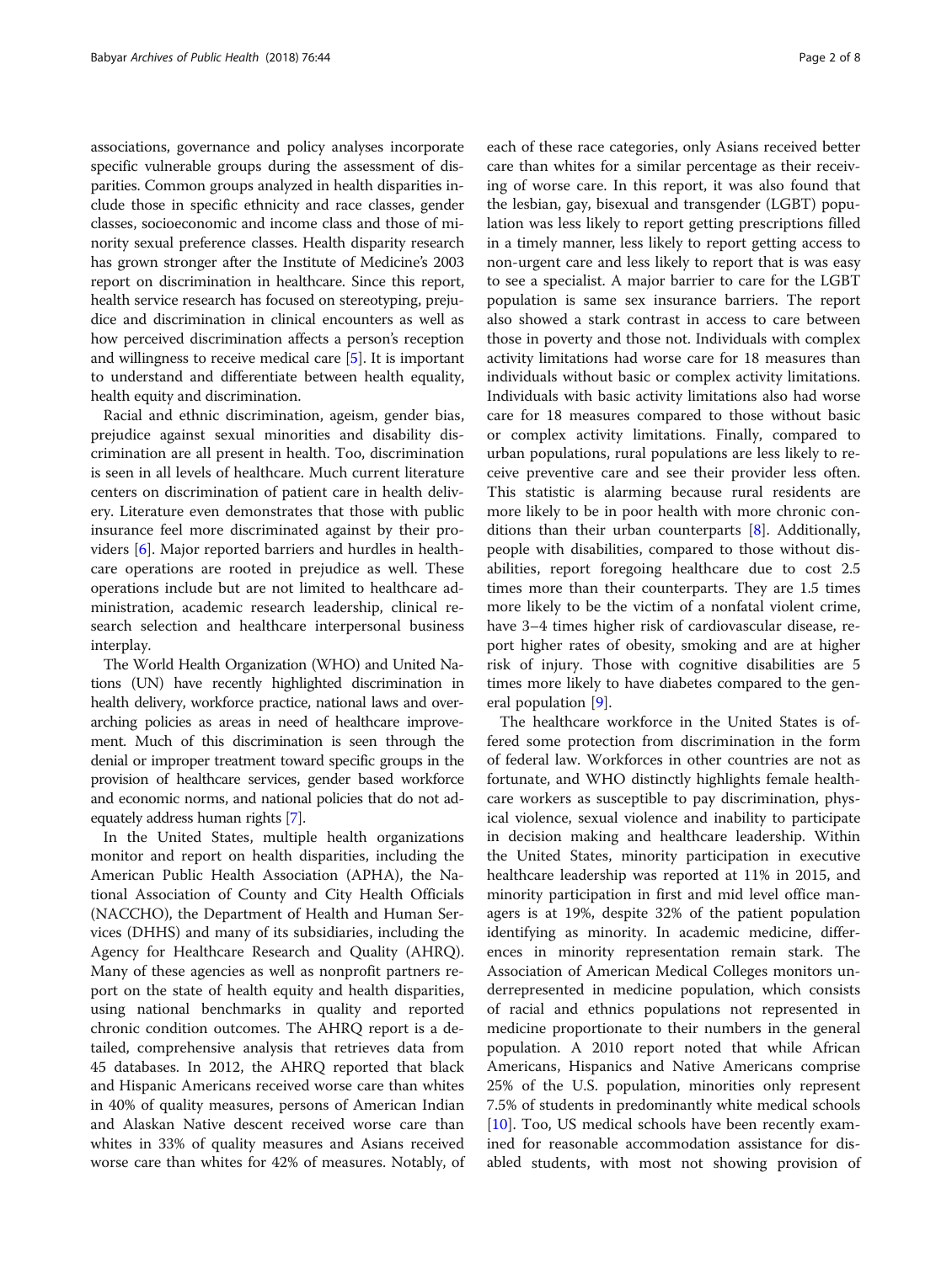associations, governance and policy analyses incorporate specific vulnerable groups during the assessment of disparities. Common groups analyzed in health disparities include those in specific ethnicity and race classes, gender classes, socioeconomic and income class and those of minority sexual preference classes. Health disparity research has grown stronger after the Institute of Medicine's 2003 report on discrimination in healthcare. Since this report, health service research has focused on stereotyping, prejudice and discrimination in clinical encounters as well as how perceived discrimination affects a person's reception and willingness to receive medical care [5]. It is important to understand and differentiate between health equality, health equity and discrimination.

Racial and ethnic discrimination, ageism, gender bias, prejudice against sexual minorities and disability discrimination are all present in health. Too, discrimination is seen in all levels of healthcare. Much current literature centers on discrimination of patient care in health delivery. Literature even demonstrates that those with public insurance feel more discriminated against by their providers [6]. Major reported barriers and hurdles in healthcare operations are rooted in prejudice as well. These operations include but are not limited to healthcare administration, academic research leadership, clinical research selection and healthcare interpersonal business interplay.

The World Health Organization (WHO) and United Nations (UN) have recently highlighted discrimination in health delivery, workforce practice, national laws and overarching policies as areas in need of healthcare improvement. Much of this discrimination is seen through the denial or improper treatment toward specific groups in the provision of healthcare services, gender based workforce and economic norms, and national policies that do not adequately address human rights [7].

In the United States, multiple health organizations monitor and report on health disparities, including the American Public Health Association (APHA), the National Association of County and City Health Officials (NACCHO), the Department of Health and Human Services (DHHS) and many of its subsidiaries, including the Agency for Healthcare Research and Quality (AHRQ). Many of these agencies as well as nonprofit partners report on the state of health equity and health disparities, using national benchmarks in quality and reported chronic condition outcomes. The AHRQ report is a detailed, comprehensive analysis that retrieves data from 45 databases. In 2012, the AHRQ reported that black and Hispanic Americans received worse care than whites in 40% of quality measures, persons of American Indian and Alaskan Native descent received worse care than whites in 33% of quality measures and Asians received worse care than whites for 42% of measures. Notably, of each of these race categories, only Asians received better care than whites for a similar percentage as their receiving of worse care. In this report, it was also found that the lesbian, gay, bisexual and transgender (LGBT) population was less likely to report getting prescriptions filled in a timely manner, less likely to report getting access to non-urgent care and less likely to report that is was easy to see a specialist. A major barrier to care for the LGBT population is same sex insurance barriers. The report also showed a stark contrast in access to care between those in poverty and those not. Individuals with complex activity limitations had worse care for 18 measures than individuals without basic or complex activity limitations. Individuals with basic activity limitations also had worse care for 18 measures compared to those without basic or complex activity limitations. Finally, compared to urban populations, rural populations are less likely to receive preventive care and see their provider less often. This statistic is alarming because rural residents are more likely to be in poor health with more chronic conditions than their urban counterparts [8]. Additionally, people with disabilities, compared to those without disabilities, report foregoing healthcare due to cost 2.5 times more than their counterparts. They are 1.5 times more likely to be the victim of a nonfatal violent crime, have 3–4 times higher risk of cardiovascular disease, report higher rates of obesity, smoking and are at higher risk of injury. Those with cognitive disabilities are 5 times more likely to have diabetes compared to the general population [9].

The healthcare workforce in the United States is offered some protection from discrimination in the form of federal law. Workforces in other countries are not as fortunate, and WHO distinctly highlights female healthcare workers as susceptible to pay discrimination, physical violence, sexual violence and inability to participate in decision making and healthcare leadership. Within the United States, minority participation in executive healthcare leadership was reported at 11% in 2015, and minority participation in first and mid level office managers is at 19%, despite 32% of the patient population identifying as minority. In academic medicine, differences in minority representation remain stark. The Association of American Medical Colleges monitors underrepresented in medicine population, which consists of racial and ethnics populations not represented in medicine proportionate to their numbers in the general population. A 2010 report noted that while African Americans, Hispanics and Native Americans comprise 25% of the U.S. population, minorities only represent 7.5% of students in predominantly white medical schools [10]. Too, US medical schools have been recently examined for reasonable accommodation assistance for disabled students, with most not showing provision of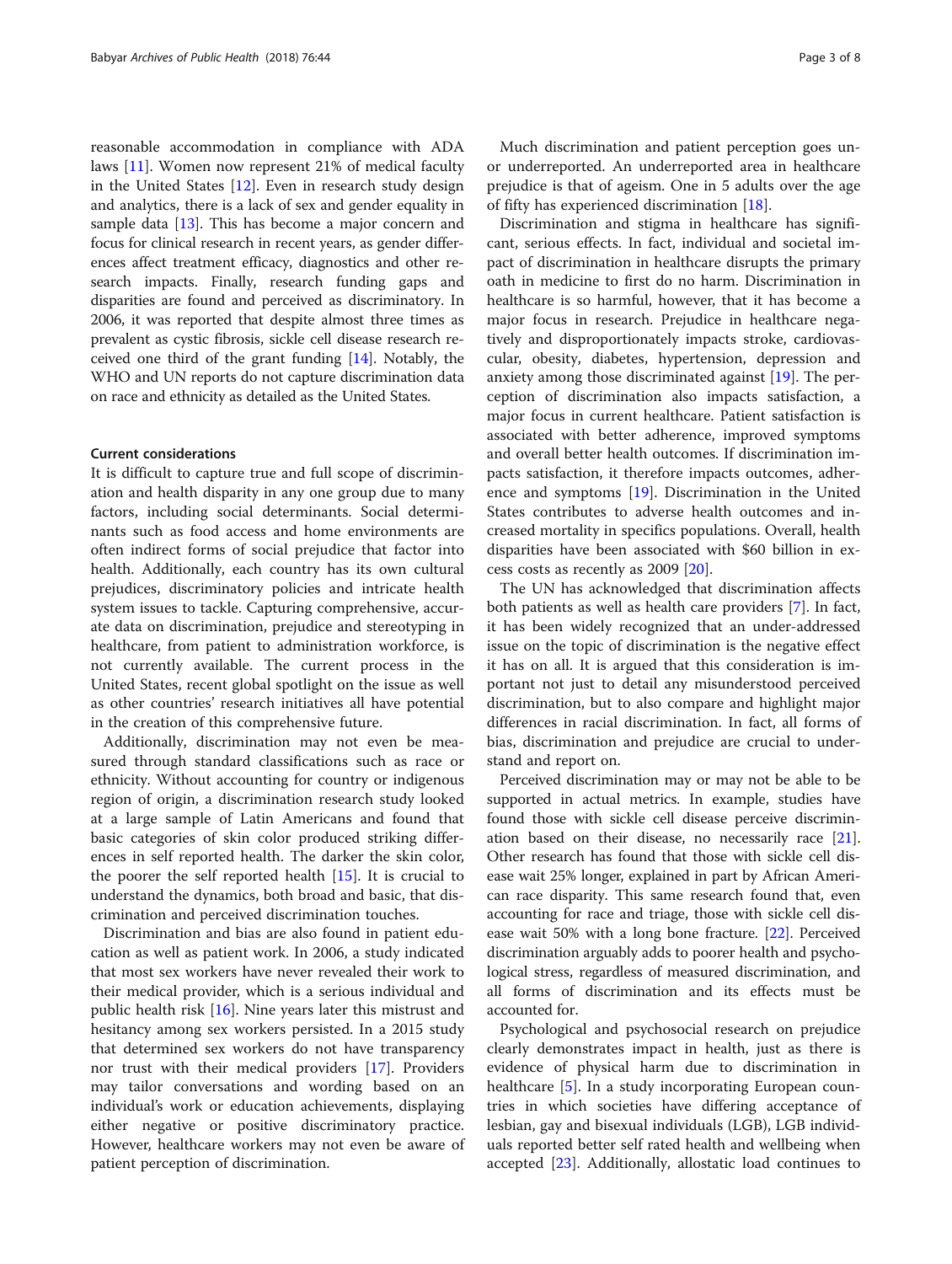reasonable accommodation in compliance with ADA laws [11]. Women now represent 21% of medical faculty in the United States [12]. Even in research study design and analytics, there is a lack of sex and gender equality in sample data [13]. This has become a major concern and focus for clinical research in recent years, as gender differences affect treatment efficacy, diagnostics and other research impacts. Finally, research funding gaps and disparities are found and perceived as discriminatory. In 2006, it was reported that despite almost three times as prevalent as cystic fibrosis, sickle cell disease research received one third of the grant funding [14]. Notably, the WHO and UN reports do not capture discrimination data on race and ethnicity as detailed as the United States.

#### Current considerations

It is difficult to capture true and full scope of discrimination and health disparity in any one group due to many factors, including social determinants. Social determinants such as food access and home environments are often indirect forms of social prejudice that factor into health. Additionally, each country has its own cultural prejudices, discriminatory policies and intricate health system issues to tackle. Capturing comprehensive, accurate data on discrimination, prejudice and stereotyping in healthcare, from patient to administration workforce, is not currently available. The current process in the United States, recent global spotlight on the issue as well as other countries' research initiatives all have potential in the creation of this comprehensive future.

Additionally, discrimination may not even be measured through standard classifications such as race or ethnicity. Without accounting for country or indigenous region of origin, a discrimination research study looked at a large sample of Latin Americans and found that basic categories of skin color produced striking differences in self reported health. The darker the skin color, the poorer the self reported health [15]. It is crucial to understand the dynamics, both broad and basic, that discrimination and perceived discrimination touches.

Discrimination and bias are also found in patient education as well as patient work. In 2006, a study indicated that most sex workers have never revealed their work to their medical provider, which is a serious individual and public health risk [16]. Nine years later this mistrust and hesitancy among sex workers persisted. In a 2015 study that determined sex workers do not have transparency nor trust with their medical providers [17]. Providers may tailor conversations and wording based on an individual's work or education achievements, displaying either negative or positive discriminatory practice. However, healthcare workers may not even be aware of patient perception of discrimination.

Much discrimination and patient perception goes un- or underreported. An underreported area in healthcare prejudice is that of ageism. One in 5 adults over the age of fifty has experienced discrimination [18].

Discrimination and stigma in healthcare has significant, serious effects. In fact, individual and societal impact of discrimination in healthcare disrupts the primary oath in medicine to first do no harm. Discrimination in healthcare is so harmful, however, that it has become a major focus in research. Prejudice in healthcare negatively and disproportionately impacts stroke, cardiovascular, obesity, diabetes, hypertension, depression and anxiety among those discriminated against [19]. The perception of discrimination also impacts satisfaction, a major focus in current healthcare. Patient satisfaction is associated with better adherence, improved symptoms and overall better health outcomes. If discrimination impacts satisfaction, it therefore impacts outcomes, adherence and symptoms [19]. Discrimination in the United States contributes to adverse health outcomes and increased mortality in specifics populations. Overall, health disparities have been associated with $60 billion in excess costs as recently as 2009 [20].

The UN has acknowledged that discrimination affects both patients as well as health care providers [7]. In fact, it has been widely recognized that an under-addressed issue on the topic of discrimination is the negative effect it has on all. It is argued that this consideration is important not just to detail any misunderstood perceived discrimination, but to also compare and highlight major differences in racial discrimination. In fact, all forms of bias, discrimination and prejudice are crucial to understand and report on.

Perceived discrimination may or may not be able to be supported in actual metrics. In example, studies have found those with sickle cell disease perceive discrimination based on their disease, no necessarily race [21]. Other research has found that those with sickle cell disease wait 25% longer, explained in part by African American race disparity. This same research found that, even accounting for race and triage, those with sickle cell disease wait 50% with a long bone fracture. [22]. Perceived discrimination arguably adds to poorer health and psychological stress, regardless of measured discrimination, and all forms of discrimination and its effects must be accounted for.

Psychological and psychosocial research on prejudice clearly demonstrates impact in health, just as there is evidence of physical harm due to discrimination in healthcare [5]. In a study incorporating European countries in which societies have differing acceptance of lesbian, gay and bisexual individuals (LGB), LGB individuals reported better self rated health and wellbeing when accepted [23]. Additionally, allostatic load continues to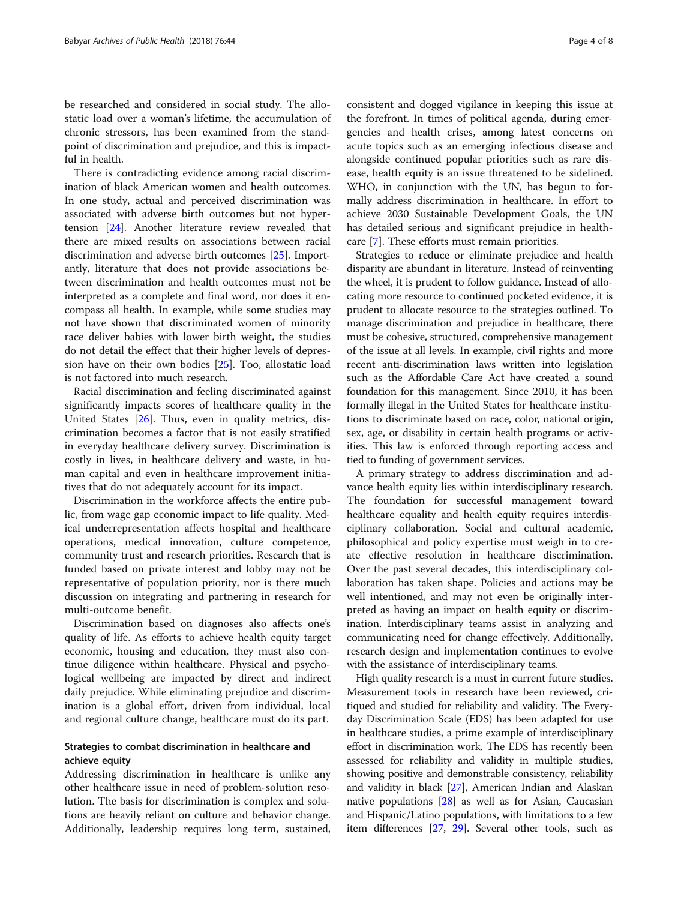be researched and considered in social study. The allostatic load over a woman's lifetime, the accumulation of chronic stressors, has been examined from the standpoint of discrimination and prejudice, and this is impactful in health.

There is contradicting evidence among racial discrimination of black American women and health outcomes. In one study, actual and perceived discrimination was associated with adverse birth outcomes but not hypertension [24]. Another literature review revealed that there are mixed results on associations between racial discrimination and adverse birth outcomes [25]. Importantly, literature that does not provide associations between discrimination and health outcomes must not be interpreted as a complete and final word, nor does it encompass all health. In example, while some studies may not have shown that discriminated women of minority race deliver babies with lower birth weight, the studies do not detail the effect that their higher levels of depression have on their own bodies [25]. Too, allostatic load is not factored into much research.

Racial discrimination and feeling discriminated against significantly impacts scores of healthcare quality in the United States [26]. Thus, even in quality metrics, discrimination becomes a factor that is not easily stratified in everyday healthcare delivery survey. Discrimination is costly in lives, in healthcare delivery and waste, in human capital and even in healthcare improvement initiatives that do not adequately account for its impact.

Discrimination in the workforce affects the entire public, from wage gap economic impact to life quality. Medical underrepresentation affects hospital and healthcare operations, medical innovation, culture competence, community trust and research priorities. Research that is funded based on private interest and lobby may not be representative of population priority, nor is there much discussion on integrating and partnering in research for multi-outcome benefit.

Discrimination based on diagnoses also affects one's quality of life. As efforts to achieve health equity target economic, housing and education, they must also continue diligence within healthcare. Physical and psychological wellbeing are impacted by direct and indirect daily prejudice. While eliminating prejudice and discrimination is a global effort, driven from individual, local and regional culture change, healthcare must do its part.

## Strategies to combat discrimination in healthcare and achieve equity

Addressing discrimination in healthcare is unlike any other healthcare issue in need of problem-solution resolution. The basis for discrimination is complex and solutions are heavily reliant on culture and behavior change. Additionally, leadership requires long term, sustained, consistent and dogged vigilance in keeping this issue at the forefront. In times of political agenda, during emergencies and health crises, among latest concerns on acute topics such as an emerging infectious disease and alongside continued popular priorities such as rare disease, health equity is an issue threatened to be sidelined. WHO, in conjunction with the UN, has begun to formally address discrimination in healthcare. In effort to achieve 2030 Sustainable Development Goals, the UN has detailed serious and significant prejudice in healthcare [7]. These efforts must remain priorities.

Strategies to reduce or eliminate prejudice and health disparity are abundant in literature. Instead of reinventing the wheel, it is prudent to follow guidance. Instead of allocating more resource to continued pocketed evidence, it is prudent to allocate resource to the strategies outlined. To manage discrimination and prejudice in healthcare, there must be cohesive, structured, comprehensive management of the issue at all levels. In example, civil rights and more recent anti-discrimination laws written into legislation such as the Affordable Care Act have created a sound foundation for this management. Since 2010, it has been formally illegal in the United States for healthcare institutions to discriminate based on race, color, national origin, sex, age, or disability in certain health programs or activities. This law is enforced through reporting access and tied to funding of government services.

A primary strategy to address discrimination and advance health equity lies within interdisciplinary research. The foundation for successful management toward healthcare equality and health equity requires interdisciplinary collaboration. Social and cultural academic, philosophical and policy expertise must weigh in to create effective resolution in healthcare discrimination. Over the past several decades, this interdisciplinary collaboration has taken shape. Policies and actions may be well intentioned, and may not even be originally interpreted as having an impact on health equity or discrimination. Interdisciplinary teams assist in analyzing and communicating need for change effectively. Additionally, research design and implementation continues to evolve with the assistance of interdisciplinary teams.

High quality research is a must in current future studies. Measurement tools in research have been reviewed, critiqued and studied for reliability and validity. The Everyday Discrimination Scale (EDS) has been adapted for use in healthcare studies, a prime example of interdisciplinary effort in discrimination work. The EDS has recently been assessed for reliability and validity in multiple studies, showing positive and demonstrable consistency, reliability and validity in black [27], American Indian and Alaskan native populations [28] as well as for Asian, Caucasian and Hispanic/Latino populations, with limitations to a few item differences [27, 29]. Several other tools, such as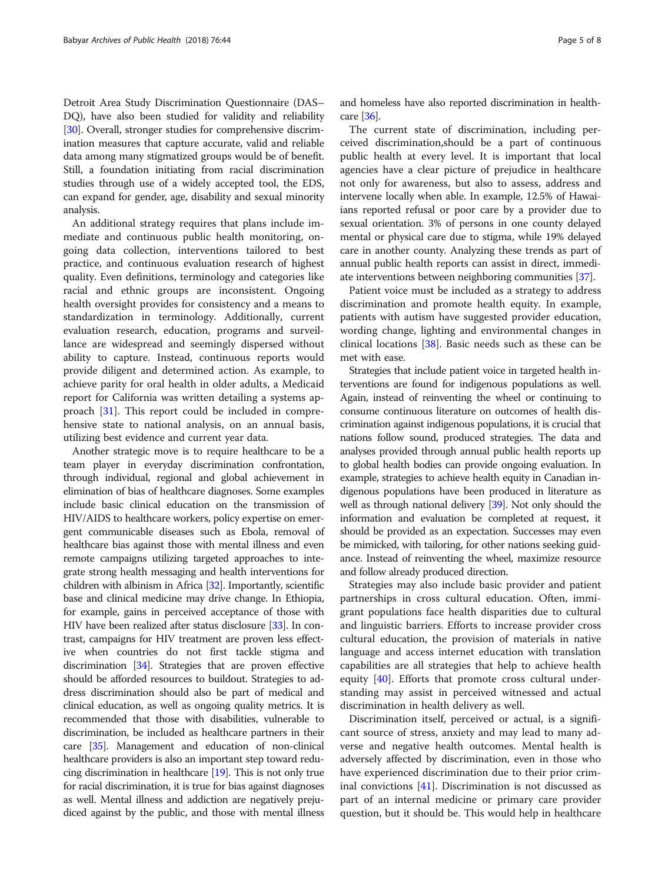Detroit Area Study Discrimination Questionnaire (DAS–DQ), have also been studied for validity and reliability [30]. Overall, stronger studies for comprehensive discrimination measures that capture accurate, valid and reliable data among many stigmatized groups would be of benefit. Still, a foundation initiating from racial discrimination studies through use of a widely accepted tool, the EDS, can expand for gender, age, disability and sexual minority analysis.

An additional strategy requires that plans include immediate and continuous public health monitoring, ongoing data collection, interventions tailored to best practice, and continuous evaluation research of highest quality. Even definitions, terminology and categories like racial and ethnic groups are inconsistent. Ongoing health oversight provides for consistency and a means to standardization in terminology. Additionally, current evaluation research, education, programs and surveillance are widespread and seemingly dispersed without ability to capture. Instead, continuous reports would provide diligent and determined action. As example, to achieve parity for oral health in older adults, a Medicaid report for California was written detailing a systems approach [31]. This report could be included in comprehensive state to national analysis, on an annual basis, utilizing best evidence and current year data.

Another strategic move is to require healthcare to be a team player in everyday discrimination confrontation, through individual, regional and global achievement in elimination of bias of healthcare diagnoses. Some examples include basic clinical education on the transmission of HIV/AIDS to healthcare workers, policy expertise on emergent communicable diseases such as Ebola, removal of healthcare bias against those with mental illness and even remote campaigns utilizing targeted approaches to integrate strong health messaging and health interventions for children with albinism in Africa [32]. Importantly, scientific base and clinical medicine may drive change. In Ethiopia, for example, gains in perceived acceptance of those with HIV have been realized after status disclosure [33]. In contrast, campaigns for HIV treatment are proven less effective when countries do not first tackle stigma and discrimination [34]. Strategies that are proven effective should be afforded resources to buildout. Strategies to address discrimination should also be part of medical and clinical education, as well as ongoing quality metrics. It is recommended that those with disabilities, vulnerable to discrimination, be included as healthcare partners in their care [35]. Management and education of non-clinical healthcare providers is also an important step toward reducing discrimination in healthcare [19]. This is not only true for racial discrimination, it is true for bias against diagnoses as well. Mental illness and addiction are negatively prejudiced against by the public, and those with mental illness and homeless have also reported discrimination in healthcare [36].

The current state of discrimination, including perceived discrimination,should be a part of continuous public health at every level. It is important that local agencies have a clear picture of prejudice in healthcare not only for awareness, but also to assess, address and intervene locally when able. In example, 12.5% of Hawaiians reported refusal or poor care by a provider due to sexual orientation. 3% of persons in one county delayed mental or physical care due to stigma, while 19% delayed care in another county. Analyzing these trends as part of annual public health reports can assist in direct, immediate interventions between neighboring communities [37].

Patient voice must be included as a strategy to address discrimination and promote health equity. In example, patients with autism have suggested provider education, wording change, lighting and environmental changes in clinical locations [38]. Basic needs such as these can be met with ease.

Strategies that include patient voice in targeted health interventions are found for indigenous populations as well. Again, instead of reinventing the wheel or continuing to consume continuous literature on outcomes of health discrimination against indigenous populations, it is crucial that nations follow sound, produced strategies. The data and analyses provided through annual public health reports up to global health bodies can provide ongoing evaluation. In example, strategies to achieve health equity in Canadian indigenous populations have been produced in literature as well as through national delivery [39]. Not only should the information and evaluation be completed at request, it should be provided as an expectation. Successes may even be mimicked, with tailoring, for other nations seeking guidance. Instead of reinventing the wheel, maximize resource and follow already produced direction.

Strategies may also include basic provider and patient partnerships in cross cultural education. Often, immigrant populations face health disparities due to cultural and linguistic barriers. Efforts to increase provider cross cultural education, the provision of materials in native language and access internet education with translation capabilities are all strategies that help to achieve health equity [40]. Efforts that promote cross cultural understanding may assist in perceived witnessed and actual discrimination in health delivery as well.

Discrimination itself, perceived or actual, is a significant source of stress, anxiety and may lead to many adverse and negative health outcomes. Mental health is adversely affected by discrimination, even in those who have experienced discrimination due to their prior criminal convictions [41]. Discrimination is not discussed as part of an internal medicine or primary care provider question, but it should be. This would help in healthcare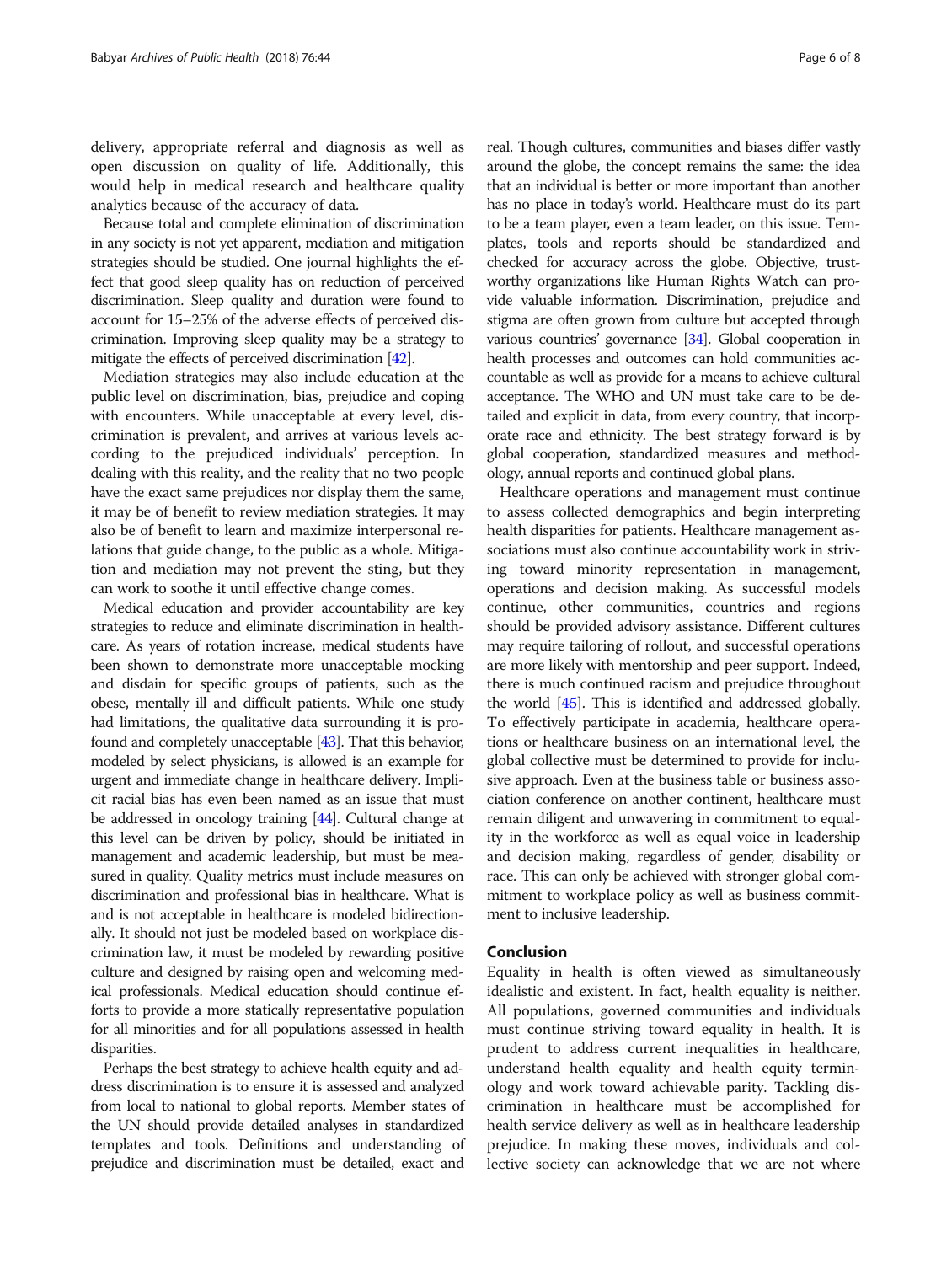delivery, appropriate referral and diagnosis as well as open discussion on quality of life. Additionally, this would help in medical research and healthcare quality analytics because of the accuracy of data.

Because total and complete elimination of discrimination in any society is not yet apparent, mediation and mitigation strategies should be studied. One journal highlights the effect that good sleep quality has on reduction of perceived discrimination. Sleep quality and duration were found to account for 15–25% of the adverse effects of perceived discrimination. Improving sleep quality may be a strategy to mitigate the effects of perceived discrimination [42].

Mediation strategies may also include education at the public level on discrimination, bias, prejudice and coping with encounters. While unacceptable at every level, discrimination is prevalent, and arrives at various levels according to the prejudiced individuals' perception. In dealing with this reality, and the reality that no two people have the exact same prejudices nor display them the same, it may be of benefit to review mediation strategies. It may also be of benefit to learn and maximize interpersonal relations that guide change, to the public as a whole. Mitigation and mediation may not prevent the sting, but they can work to soothe it until effective change comes.

Medical education and provider accountability are key strategies to reduce and eliminate discrimination in healthcare. As years of rotation increase, medical students have been shown to demonstrate more unacceptable mocking and disdain for specific groups of patients, such as the obese, mentally ill and difficult patients. While one study had limitations, the qualitative data surrounding it is profound and completely unacceptable [43]. That this behavior, modeled by select physicians, is allowed is an example for urgent and immediate change in healthcare delivery. Implicit racial bias has even been named as an issue that must be addressed in oncology training [44]. Cultural change at this level can be driven by policy, should be initiated in management and academic leadership, but must be measured in quality. Quality metrics must include measures on discrimination and professional bias in healthcare. What is and is not acceptable in healthcare is modeled bidirectionally. It should not just be modeled based on workplace discrimination law, it must be modeled by rewarding positive culture and designed by raising open and welcoming medical professionals. Medical education should continue efforts to provide a more statically representative population for all minorities and for all populations assessed in health disparities.

Perhaps the best strategy to achieve health equity and address discrimination is to ensure it is assessed and analyzed from local to national to global reports. Member states of the UN should provide detailed analyses in standardized templates and tools. Definitions and understanding of prejudice and discrimination must be detailed, exact and real. Though cultures, communities and biases differ vastly around the globe, the concept remains the same: the idea that an individual is better or more important than another has no place in today's world. Healthcare must do its part to be a team player, even a team leader, on this issue. Templates, tools and reports should be standardized and checked for accuracy across the globe. Objective, trustworthy organizations like Human Rights Watch can provide valuable information. Discrimination, prejudice and stigma are often grown from culture but accepted through various countries' governance [34]. Global cooperation in health processes and outcomes can hold communities accountable as well as provide for a means to achieve cultural acceptance. The WHO and UN must take care to be detailed and explicit in data, from every country, that incorporate race and ethnicity. The best strategy forward is by global cooperation, standardized measures and methodology, annual reports and continued global plans.

Healthcare operations and management must continue to assess collected demographics and begin interpreting health disparities for patients. Healthcare management associations must also continue accountability work in striving toward minority representation in management, operations and decision making. As successful models continue, other communities, countries and regions should be provided advisory assistance. Different cultures may require tailoring of rollout, and successful operations are more likely with mentorship and peer support. Indeed, there is much continued racism and prejudice throughout the world [45]. This is identified and addressed globally. To effectively participate in academia, healthcare operations or healthcare business on an international level, the global collective must be determined to provide for inclusive approach. Even at the business table or business association conference on another continent, healthcare must remain diligent and unwavering in commitment to equality in the workforce as well as equal voice in leadership and decision making, regardless of gender, disability or race. This can only be achieved with stronger global commitment to workplace policy as well as business commitment to inclusive leadership.

## Conclusion

Equality in health is often viewed as simultaneously idealistic and existent. In fact, health equality is neither. All populations, governed communities and individuals must continue striving toward equality in health. It is prudent to address current inequalities in healthcare, understand health equality and health equity terminology and work toward achievable parity. Tackling discrimination in healthcare must be accomplished for health service delivery as well as in healthcare leadership prejudice. In making these moves, individuals and collective society can acknowledge that we are not where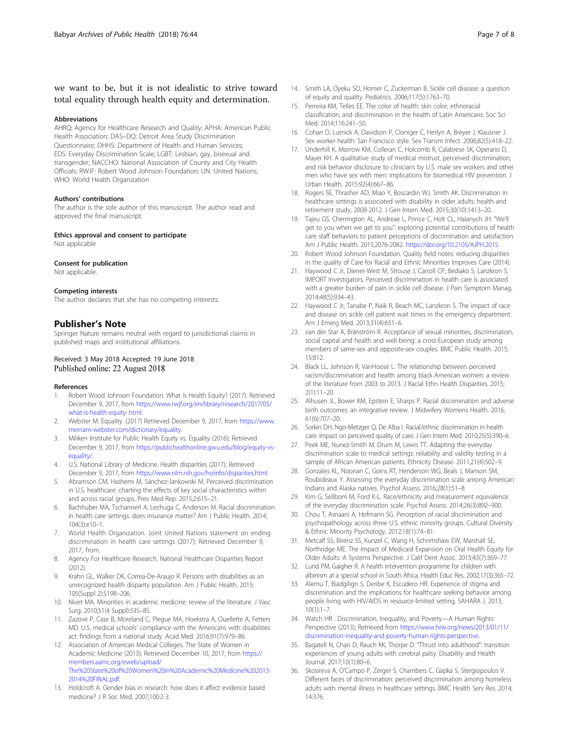we want to be, but it is not idealistic to strive toward total equality through health equity and determination.

### Abbreviations

AHRQ: Agency for Healthcare Research and Quality; APHA: American Public Health Association; DAS–DQ: Detroit Area Study Discrimination Questionnaire; DHHS: Department of Health and Human Services; EDS: Everyday Discrimination Scale; LGBT: Lesbian, gay, bisexual and transgender; NACCHO: National Association of County and City Health Officials; RWJF: Robert Wood Johnson Foundation; UN: United Nations; WHO: World Health Organization

### Authors' contributions

The author is the sole author of this manuscript. The author read and approved the final manuscript.

### Ethics approval and consent to participate

Not applicable

### Consent for publication

Not applicable.

### Competing interests

The author declares that she has no competing interests.

## Publisher's Note

Springer Nature remains neutral with regard to jurisdictional claims in published maps and institutional affiliations.

Received: 3 May 2018 Accepted: 19 June 2018
Published online: 22 August 2018

### References

1. Robert Wood Johnson Foundation. What Is Health Equity? (2017). Retrieved December 9, 2017, from https://www.rwjf.org/en/library/research/2017/05/what-is-health-equity-.html.
2. Webster M. Equality. (2017) Retrieved December 9, 2017, from https://www.merriam-webster.com/dictionary/equality.
3. Miliken Institute for Public Health Equity vs. Equality (2016); Retrieved December 9, 2017, from https://publichealthonline.gwu.edu/blog/equity-vs-equality/.
4. U.S. National Library of Medicine. Health disparities (2017); Retrieved December 9, 2017, from https://www.nlm.nih.gov/hsrinfo/disparities.html.
5. Abramson CM, Hashemi M, Sánchez-Jankowski M. Perceived discrimination in U.S. healthcare: charting the effects of key social characteristics within and across racial groups. Prev Med Rep. 2015;2:615–21.
6. Bachhuber MA, Tschannerl A, Lechuga C, Anderson M. Racial discrimination in health care settings: does insurance matter? Am J Public Health. 2014; 104(3):e10–1.
7. World Health Organization. Joint United Nations statement on ending discrimination in health care settings (2017); Retrieved December 9, 2017, from.
8. Agency For Healthcare Research. National Healthcare Disparities Report (2012).
9. Krahn GL, Walker DK, Correa-De-Araujo R. Persons with disabilities as an unrecognized health disparity population. Am J Public Health. 2015; 105(Suppl 2):S198–206.
10. Nivet MA. Minorities in academic medicine: review of the literature. J Vasc Surg. 2010;51(4 Suppl):53S–8S.
11. Zazove P, Case B, Moreland C, Plegue MA, Hoekstra A, Ouellette A, Fetters MD. U.S. medical schools' compliance with the Americans with disabilities act: findings from a national study. Acad Med. 2016;91(7):979–86.
12. Association of American Medical Colleges. The State of Women in Academic Medicine (2013); Retrieved December 10, 2017, from https://members.aamc.org/eweb/upload/The%20State%20of%20Women%20in%20Academic%20Medicine%202013-2014%20FINAL.pdf.
13. Holdcroft A. Gender bias in research: how does it affect evidence based medicine? J R Soc Med. 2007;100:2-3.
14. Smith LA, Oyeku SO, Homer C, Zuckerman B. Sickle cell disease: a question of equity and quality. Pediatrics. 2006;117(5):1763–70.
15. Perreira KM, Telles EE. The color of health: skin color, ethnoracial classification, and discrimination in the health of Latin Americans. Soc Sci Med. 2014;116:241–50.
16. Cohan D, Lutnick A, Davidson P, Cloniger C, Herlyn A, Breyer J, Klausner J. Sex worker health: San Francisco style. Sex Transm Infect. 2006;82(5):418–22.
17. Underhill K, Morrow KM, Colleran C, Holcomb R, Calabrese SK, Operario D, Mayer KH. A qualitative study of medical mistrust, perceived discrimination, and risk behavior disclosure to clinicians by U.S. male sex workers and other men who have sex with men: implications for biomedical HIV prevention. J Urban Health. 2015;92(4):667–86.
18. Rogers SE, Thrasher AD, Miao Y, Boscardin WJ, Smith AK. Discrimination in healthcare settings is associated with disability in older adults: health and retirement study, 2008-2012. J Gen Intern Med. 2015;30(10):1413–20.
19. Tajeu GS, Cherrington AL, Andreae L, Prince C, Holt CL, Halanych JH. "We'll get to you when we get to you": exploring potential contributions of health care staff behaviors to patient perceptions of discrimination and satisfaction. Am J Public Health. 2015;2076-2082. https://doi.org/10.2105/AJPH.2015.
20. Robert Wood Johnson Foundation. Quality field notes: reducing disparities in the quality of Care for Racial and Ethnic Minorities Improves Care (2014).
21. Haywood C Jr, Diener-West M, Strouse J, Carroll CP, Bediako S, Lanzkron S, IMPORT Investigators. Perceived discrimination in health care is associated with a greater burden of pain in sickle cell disease. J Pain Symptom Manag. 2014;48(5):934–43.
22. Haywood C Jr, Tanabe P, Naik R, Beach MC, Lanzkron S. The impact of race and disease on sickle cell patient wait times in the emergency department. Am J Emerg Med. 2013;31(4):651–6.
23. van der Star A, Bränström R. Acceptance of sexual minorities, discrimination, social capital and health and well-being: a cross-European study among members of same-sex and opposite-sex couples. BMC Public Health. 2015; 15:812.
24. Black LL, Johnson R, VanHoose L. The relationship between perceived racism/discrimination and health among black American women: a review of the literature from 2003 to 2013. J Racial Ethn Health Disparities. 2015; 2(1):11–20.
25. Alhusen JL, Bower KM, Epstein E, Sharps P. Racial discrimination and adverse birth outcomes: an integrative review. J Midwifery Womens Health. 2016; 61(6):707–20.
26. Sorkin DH, Ngo-Metzger Q, De Alba I. Racial/ethnic discrimination in health care: impact on perceived quality of care. J Gen Intern Med. 2010;25(5):390–6.
27. Peek ME, Nunez-Smith M, Drum M, Lewis TT. Adapting the everyday discrimination scale to medical settings: reliability and validity testing in a sample of African American patients. Ethnicity Disease. 2011;21(4):502–9.
28. Gonzales KL, Noonan C, Goins RT, Henderson WG, Beals J, Manson SM, Roubideaux Y. Assessing the everyday discrimination scale among American Indians and Alaska natives. Psychol Assess. 2016;28(1):51–8.
29. Kim G, Sellbom M, Ford K-L. Race/ethnicity and measurement equivalence of the everyday discrimination scale. Psychol Assess. 2014;26(3):892–900.
30. Chou T, Asnaani A, Hofmann SG. Perception of racial discrimination and psychopathology across three U.S. ethnic minority groups. Cultural Diversity & Ethnic Minority Psychology. 2012;18(1):74–81.
31. Metcalf SS, Birenz SS, Kunzel C, Wang H, Schrimshaw EW, Marshall SE, Northridge ME. The Impact of Medicaid Expansion on Oral Health Equity for Older Adults: A Systems Perspective. J Calif Dent Assoc. 2015;43(7):369–77.
32. Lund PM, Gaigher R. A health intervention programme for children with albinism at a special school in South Africa. Health Educ Res. 2002;17(3):365–72.
33. Alemu T, Biadgilign S, Deribe K, Escudero HR. Experience of stigma and discrimination and the implications for healthcare seeking behavior among people living with HIV/AIDS in resource-limited setting. SAHARA J. 2013; 10(1):1–7.
34. Watch HR . Discrimination, Inequality, and Poverty—A Human Rights Perspective (2013); Retrieved from https://www.hrw.org/news/2013/01/11/discrimination-inequality-and-poverty-human-rights-perspective.
35. Bagatell N, Chan D, Rauch KK, Thorpe D. "Thrust into adulthood": transition experiences of young adults with cerebral palsy. Disability and Health Journal. 2017;10(1):80–6.
36. Skosireva A, O'Campo P, Zerger S, Chambers C, Gapka S, Stergiopoulos V. Different faces of discrimination: perceived discrimination among homeless adults with mental illness in healthcare settings. BMC Health Serv Res. 2014; 14:376.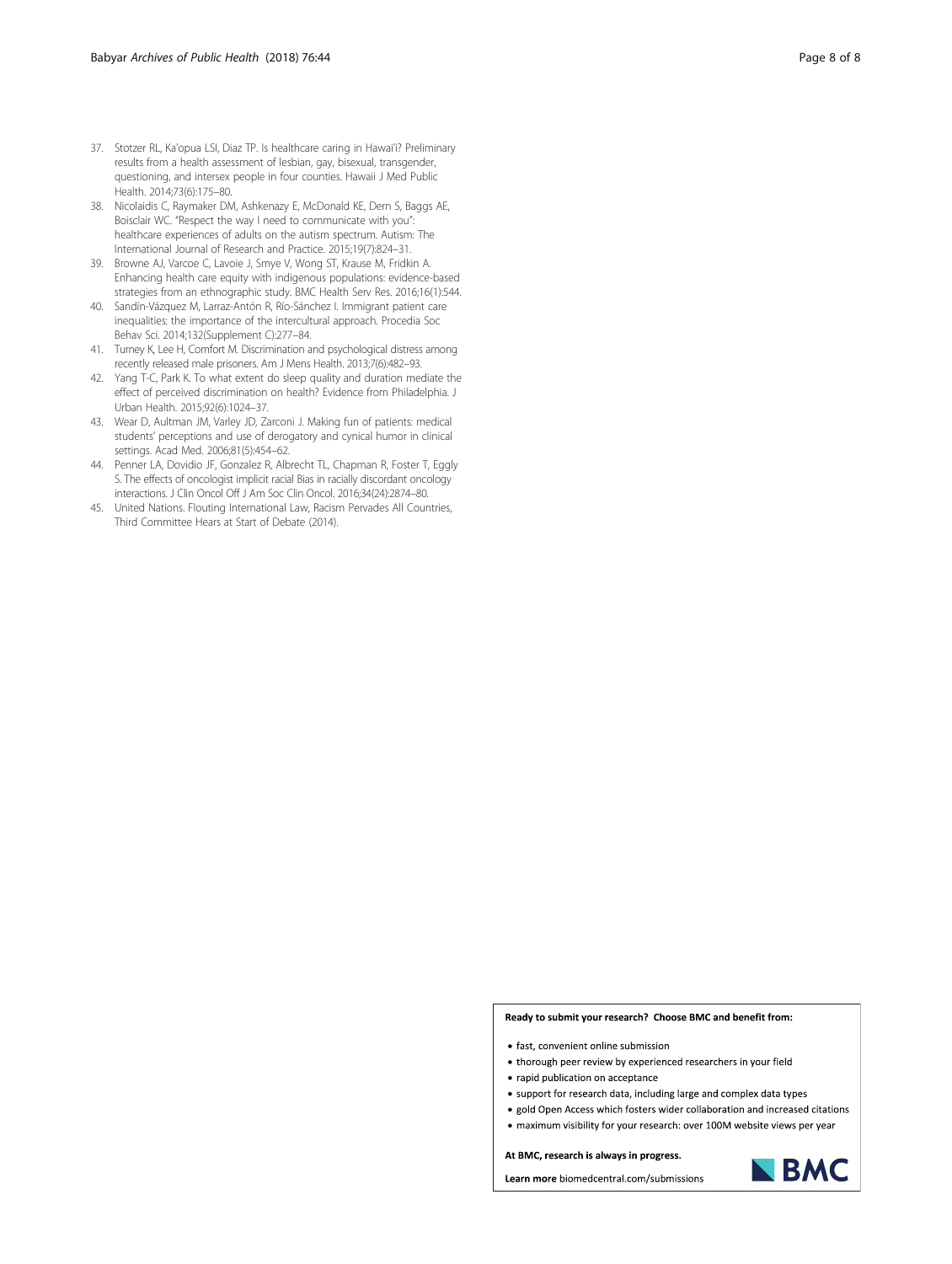37. Stotzer RL, Ka'opua LSI, Diaz TP. Is healthcare caring in Hawai'i? Preliminary results from a health assessment of lesbian, gay, bisexual, transgender, questioning, and intersex people in four counties. Hawaii J Med Public Health. 2014;73(6):175–80.
38. Nicolaidis C, Raymaker DM, Ashkenazy E, McDonald KE, Dern S, Baggs AE, Boisclair WC. "Respect the way I need to communicate with you": healthcare experiences of adults on the autism spectrum. Autism: The International Journal of Research and Practice. 2015;19(7):824–31.
39. Browne AJ, Varcoe C, Lavoie J, Smye V, Wong ST, Krause M, Fridkin A. Enhancing health care equity with indigenous populations: evidence-based strategies from an ethnographic study. BMC Health Serv Res. 2016;16(1):544.
40. Sandín-Vázquez M, Larraz-Antón R, Río-Sánchez I. Immigrant patient care inequalities: the importance of the intercultural approach. Procedia Soc Behav Sci. 2014;132(Supplement C):277–84.
41. Turney K, Lee H, Comfort M. Discrimination and psychological distress among recently released male prisoners. Am J Mens Health. 2013;7(6):482–93.
42. Yang T-C, Park K. To what extent do sleep quality and duration mediate the effect of perceived discrimination on health? Evidence from Philadelphia. J Urban Health. 2015;92(6):1024–37.
43. Wear D, Aultman JM, Varley JD, Zarconi J. Making fun of patients: medical students' perceptions and use of derogatory and cynical humor in clinical settings. Acad Med. 2006;81(5):454–62.
44. Penner LA, Dovidio JF, Gonzalez R, Albrecht TL, Chapman R, Foster T, Eggly S. The effects of oncologist implicit racial Bias in racially discordant oncology interactions. J Clin Oncol Off J Am Soc Clin Oncol. 2016;34(24):2874–80.
45. United Nations. Flouting International Law, Racism Pervades All Countries, Third Committee Hears at Start of Debate (2014).

**Ready to submit your research? Choose BMC and benefit from:**

- fast, convenient online submission
- thorough peer review by experienced researchers in your field
- rapid publication on acceptance
- support for research data, including large and complex data types
- gold Open Access which fosters wider collaboration and increased citations
- maximum visibility for your research: over 100M website views per year

**At BMC, research is always in progress.**

**Learn more** biomedcentral.com/submissions

BMC